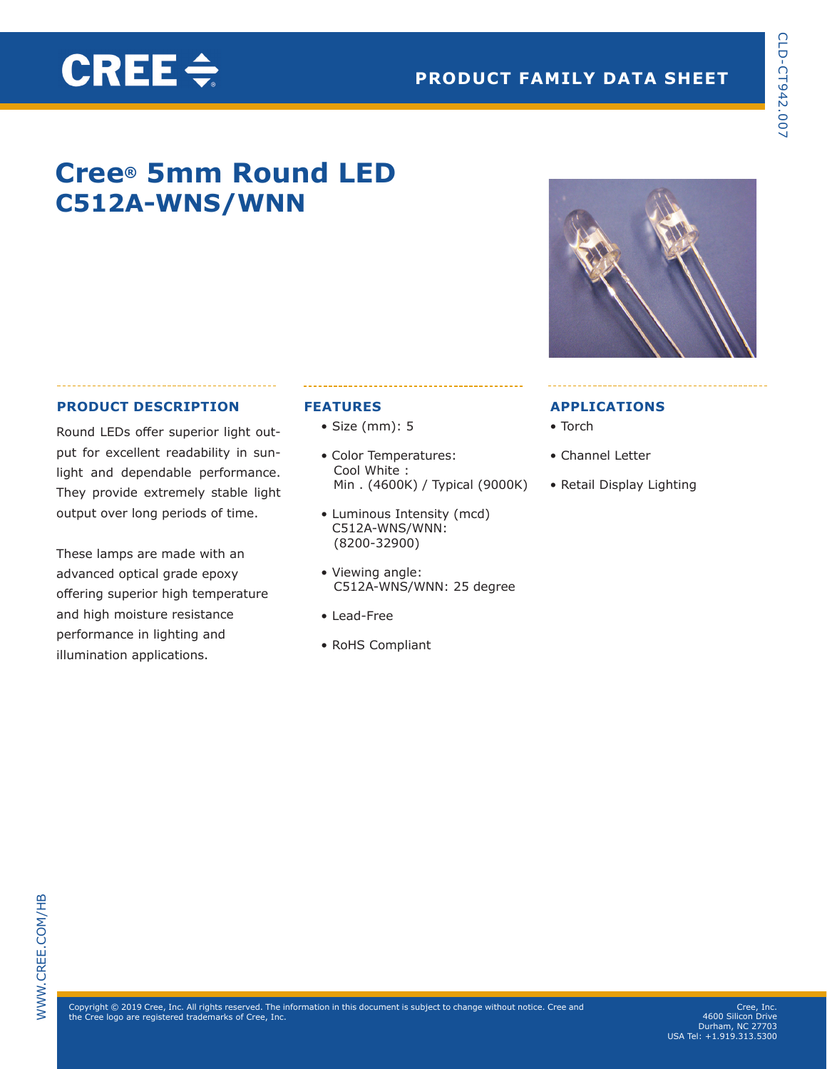PRODUCT FAMILY DATA SHEET

CLD-CT942.007

# Cree® 5mm Round LED
# C512A-WNS/WNN

## PRODUCT DESCRIPTION

Round LEDs offer superior light output for excellent readability in sunlight and dependable performance. They provide extremely stable light output over long periods of time.

These lamps are made with an advanced optical grade epoxy offering superior high temperature and high moisture resistance performance in lighting and illumination applications.

## FEATURES

- Size (mm): 5
- Color Temperatures:
  Cool White :
  Min . (4600K) / Typical (9000K)
- Luminous Intensity (mcd)
  C512A-WNS/WNN:
  (8200-32900)
- Viewing angle:
  C512A-WNS/WNN: 25 degree
- Lead-Free
- RoHS Compliant

## APPLICATIONS

- Torch
- Channel Letter
- Retail Display Lighting

WWW.CREE.COM/HB

Copyright © 2019 Cree, Inc. All rights reserved. The information in this document is subject to change without notice. Cree and the Cree logo are registered trademarks of Cree, Inc.

Cree, Inc.
4600 Silicon Drive
Durham, NC 27703
USA Tel: +1.919.313.5300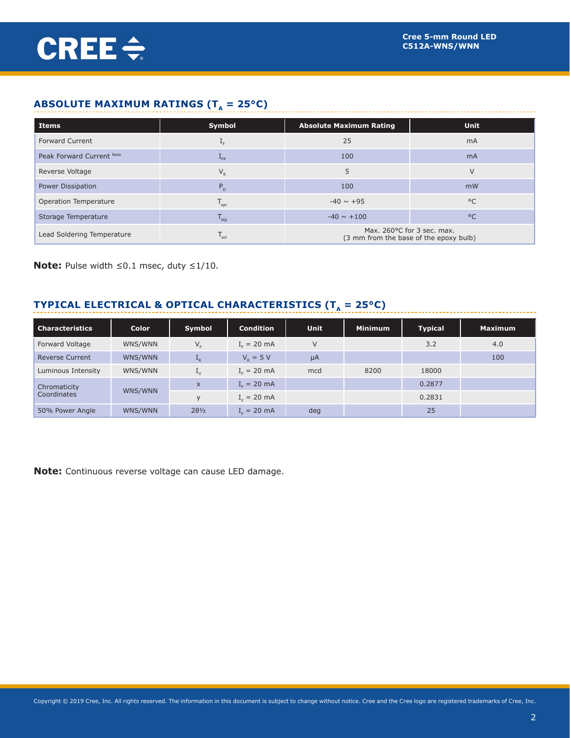## ABSOLUTE MAXIMUM RATINGS ($T_A$ = 25°C)

| Items | Symbol | Absolute Maximum Rating | Unit |
|---|---|---|---|
| Forward Current | $I_F$ | 25 | mA |
| Peak Forward Current [Note] | $I_{FP}$ | 100 | mA |
| Reverse Voltage | $V_R$ | 5 | V |
| Power Dissipation | $P_D$ | 100 | mW |
| Operation Temperature | $T_{opr}$ | -40 ~ +95 | °C |
| Storage Temperature | $T_{stg}$ | -40 ~ +100 | °C |
| Lead Soldering Temperature | $T_{sol}$ | Max. 260°C for 3 sec. max. (3 mm from the base of the epoxy bulb) | |

**Note:** Pulse width ≤0.1 msec, duty ≤1/10.

## TYPICAL ELECTRICAL & OPTICAL CHARACTERISTICS ($T_A$ = 25°C)

| Characteristics | Color | Symbol | Condition | Unit | Minimum | Typical | Maximum |
|---|---|---|---|---|---|---|---|
| Forward Voltage | WNS/WNN | $V_F$ | $I_F$ = 20 mA | V | | 3.2 | 4.0 |
| Reverse Current | WNS/WNN | $I_R$ | $V_R$ = 5 V | µA | | | 100 |
| Luminous Intensity | WNS/WNN | $I_V$ | $I_F$ = 20 mA | mcd | 8200 | 18000 | |
| Chromaticity Coordinates | WNS/WNN | x | $I_F$ = 20 mA | | | 0.2877 | |
| | | y | $I_F$ = 20 mA | | | 0.2831 | |
| 50% Power Angle | WNS/WNN | 2θ½ | $I_F$ = 20 mA | deg | | 25 | |

**Note:** Continuous reverse voltage can cause LED damage.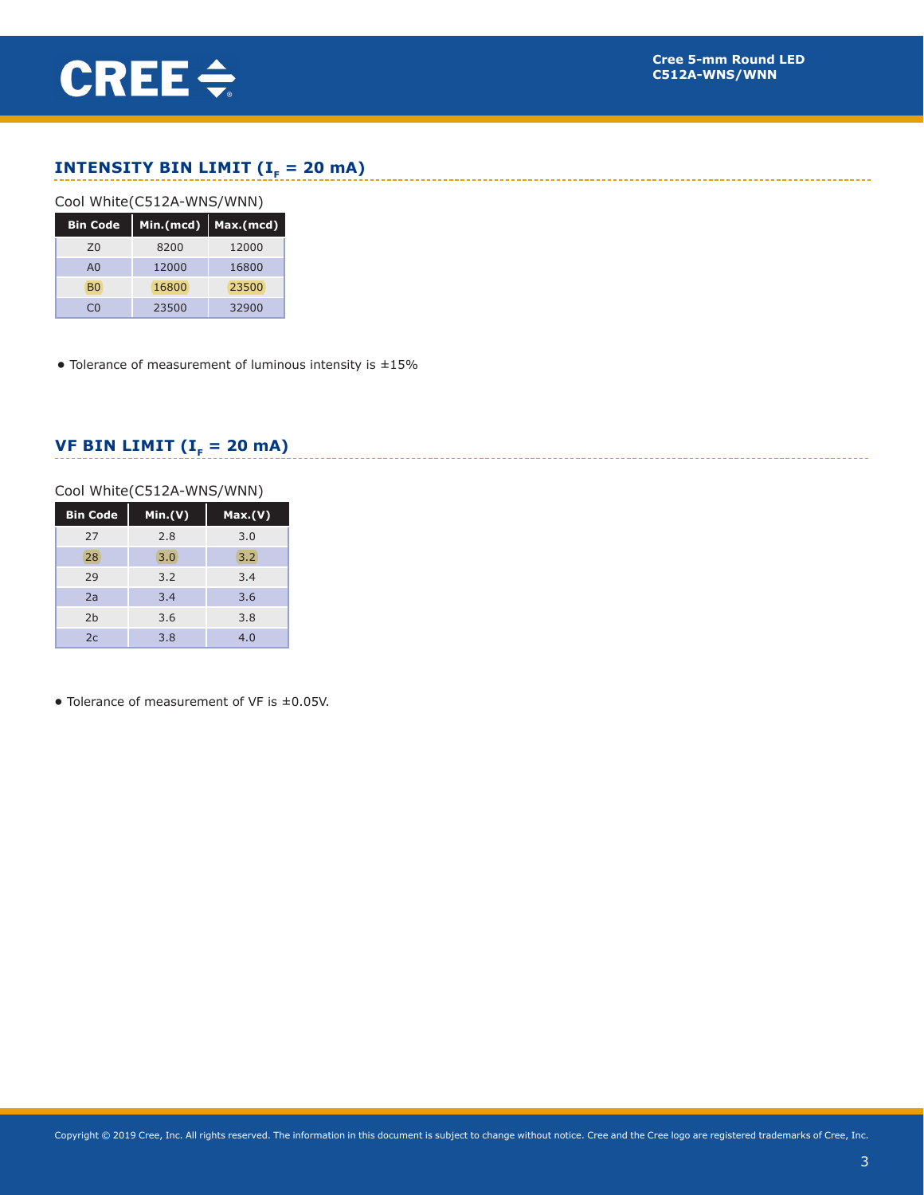## INTENSITY BIN LIMIT ($I_F$ = 20 mA)

Cool White(C512A-WNS/WNN)

| Bin Code | Min.(mcd) | Max.(mcd) |
|---|---|---|
| Z0 | 8200 | 12000 |
| A0 | 12000 | 16800 |
| B0 | 16800 | 23500 |
| C0 | 23500 | 32900 |

- Tolerance of measurement of luminous intensity is ±15%

## VF BIN LIMIT ($I_F$ = 20 mA)

Cool White(C512A-WNS/WNN)

| Bin Code | Min.(V) | Max.(V) |
|---|---|---|
| 27 | 2.8 | 3.0 |
| 28 | 3.0 | 3.2 |
| 29 | 3.2 | 3.4 |
| 2a | 3.4 | 3.6 |
| 2b | 3.6 | 3.8 |
| 2c | 3.8 | 4.0 |

- Tolerance of measurement of VF is ±0.05V.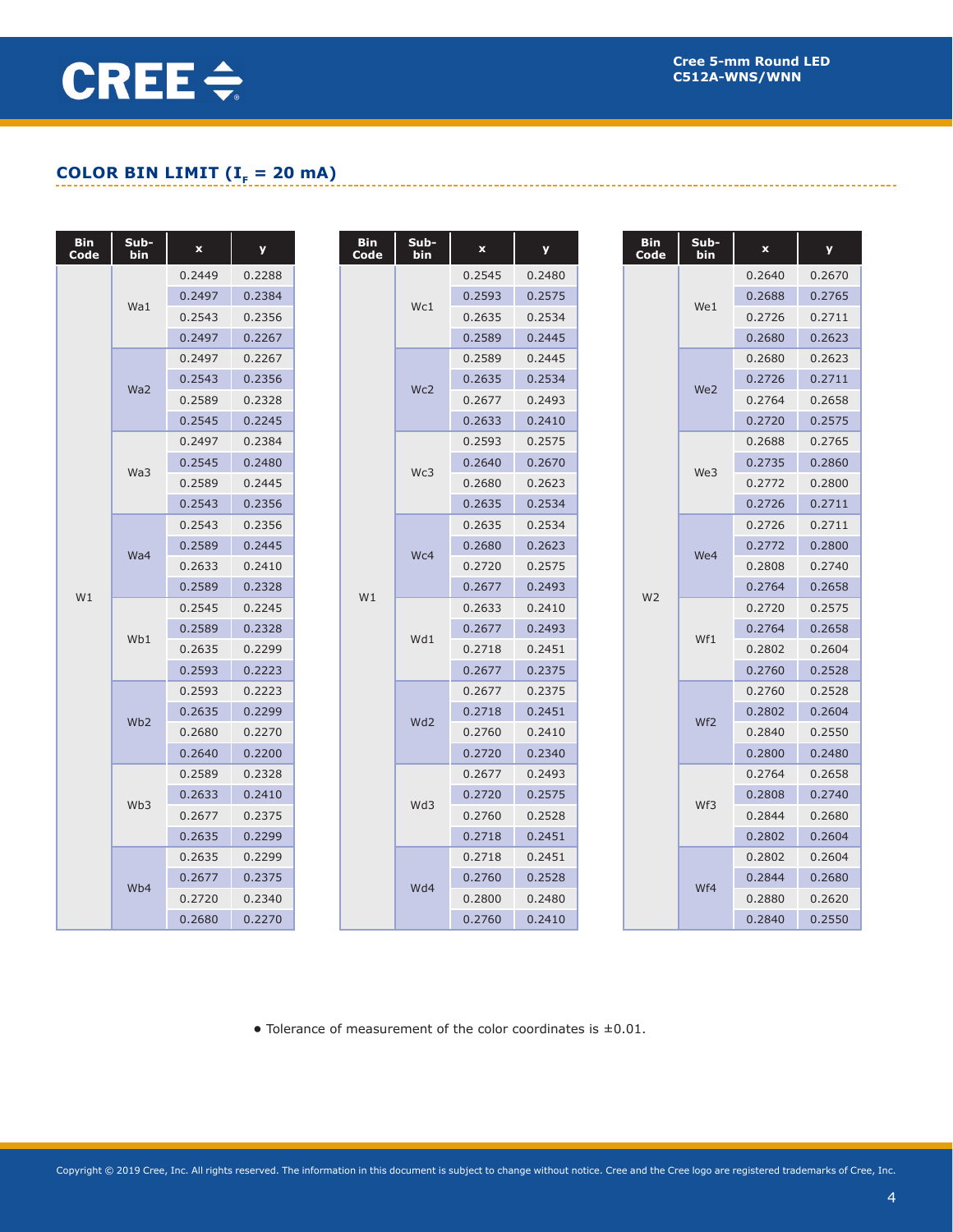## COLOR BIN LIMIT ($I_F$ = 20 mA)

| Bin Code | Sub-bin | x | y |
|---|---|---|---|
| W1 | Wa1 | 0.2449 | 0.2288 |
| | | 0.2497 | 0.2384 |
| | | 0.2543 | 0.2356 |
| | | 0.2497 | 0.2267 |
| | Wa2 | 0.2497 | 0.2267 |
| | | 0.2543 | 0.2356 |
| | | 0.2589 | 0.2328 |
| | | 0.2545 | 0.2245 |
| | Wa3 | 0.2497 | 0.2384 |
| | | 0.2545 | 0.2480 |
| | | 0.2589 | 0.2445 |
| | | 0.2543 | 0.2356 |
| | Wa4 | 0.2543 | 0.2356 |
| | | 0.2589 | 0.2445 |
| | | 0.2633 | 0.2410 |
| | | 0.2589 | 0.2328 |
| | Wb1 | 0.2545 | 0.2245 |
| | | 0.2589 | 0.2328 |
| | | 0.2635 | 0.2299 |
| | | 0.2593 | 0.2223 |
| | Wb2 | 0.2593 | 0.2223 |
| | | 0.2635 | 0.2299 |
| | | 0.2680 | 0.2270 |
| | | 0.2640 | 0.2200 |
| | Wb3 | 0.2589 | 0.2328 |
| | | 0.2633 | 0.2410 |
| | | 0.2677 | 0.2375 |
| | | 0.2635 | 0.2299 |
| | Wb4 | 0.2635 | 0.2299 |
| | | 0.2677 | 0.2375 |
| | | 0.2720 | 0.2340 |
| | | 0.2680 | 0.2270 |

| Bin Code | Sub-bin | x | y |
|---|---|---|---|
| W1 | Wc1 | 0.2545 | 0.2480 |
| | | 0.2593 | 0.2575 |
| | | 0.2635 | 0.2534 |
| | | 0.2589 | 0.2445 |
| | Wc2 | 0.2589 | 0.2445 |
| | | 0.2635 | 0.2534 |
| | | 0.2677 | 0.2493 |
| | | 0.2633 | 0.2410 |
| | Wc3 | 0.2593 | 0.2575 |
| | | 0.2640 | 0.2670 |
| | | 0.2680 | 0.2623 |
| | | 0.2635 | 0.2534 |
| | Wc4 | 0.2635 | 0.2534 |
| | | 0.2680 | 0.2623 |
| | | 0.2720 | 0.2575 |
| | | 0.2677 | 0.2493 |
| | Wd1 | 0.2633 | 0.2410 |
| | | 0.2677 | 0.2493 |
| | | 0.2718 | 0.2451 |
| | | 0.2677 | 0.2375 |
| | Wd2 | 0.2677 | 0.2375 |
| | | 0.2718 | 0.2451 |
| | | 0.2760 | 0.2410 |
| | | 0.2720 | 0.2340 |
| | Wd3 | 0.2677 | 0.2493 |
| | | 0.2720 | 0.2575 |
| | | 0.2760 | 0.2528 |
| | | 0.2718 | 0.2451 |
| | Wd4 | 0.2718 | 0.2451 |
| | | 0.2760 | 0.2528 |
| | | 0.2800 | 0.2480 |
| | | 0.2760 | 0.2410 |

| Bin Code | Sub-bin | x | y |
|---|---|---|---|
| W2 | We1 | 0.2640 | 0.2670 |
| | | 0.2688 | 0.2765 |
| | | 0.2726 | 0.2711 |
| | | 0.2680 | 0.2623 |
| | We2 | 0.2680 | 0.2623 |
| | | 0.2726 | 0.2711 |
| | | 0.2764 | 0.2658 |
| | | 0.2720 | 0.2575 |
| | We3 | 0.2688 | 0.2765 |
| | | 0.2735 | 0.2860 |
| | | 0.2772 | 0.2800 |
| | | 0.2726 | 0.2711 |
| | We4 | 0.2726 | 0.2711 |
| | | 0.2772 | 0.2800 |
| | | 0.2808 | 0.2740 |
| | | 0.2764 | 0.2658 |
| | Wf1 | 0.2720 | 0.2575 |
| | | 0.2764 | 0.2658 |
| | | 0.2802 | 0.2604 |
| | | 0.2760 | 0.2528 |
| | Wf2 | 0.2760 | 0.2528 |
| | | 0.2802 | 0.2604 |
| | | 0.2840 | 0.2550 |
| | | 0.2800 | 0.2480 |
| | Wf3 | 0.2764 | 0.2658 |
| | | 0.2808 | 0.2740 |
| | | 0.2844 | 0.2680 |
| | | 0.2802 | 0.2604 |
| | Wf4 | 0.2802 | 0.2604 |
| | | 0.2844 | 0.2680 |
| | | 0.2880 | 0.2620 |
| | | 0.2840 | 0.2550 |

- Tolerance of measurement of the color coordinates is ±0.01.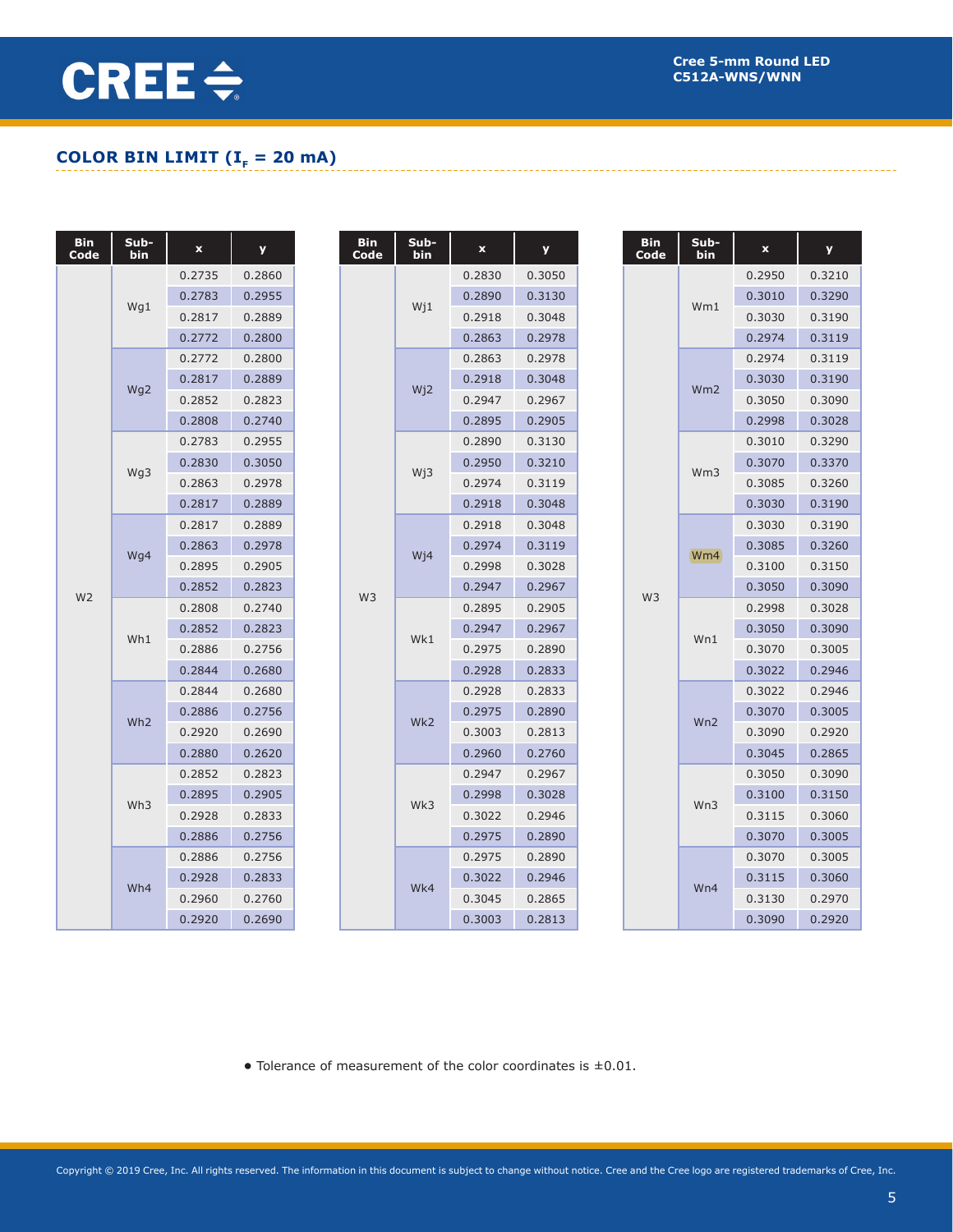## COLOR BIN LIMIT ($I_F$ = 20 mA)

| Bin Code | Sub-bin | x | y |
|---|---|---|---|
| W2 | Wg1 | 0.2735 | 0.2860 |
| | | 0.2783 | 0.2955 |
| | | 0.2817 | 0.2889 |
| | | 0.2772 | 0.2800 |
| | Wg2 | 0.2772 | 0.2800 |
| | | 0.2817 | 0.2889 |
| | | 0.2852 | 0.2823 |
| | | 0.2808 | 0.2740 |
| | Wg3 | 0.2783 | 0.2955 |
| | | 0.2830 | 0.3050 |
| | | 0.2863 | 0.2978 |
| | | 0.2817 | 0.2889 |
| | Wg4 | 0.2817 | 0.2889 |
| | | 0.2863 | 0.2978 |
| | | 0.2895 | 0.2905 |
| | | 0.2852 | 0.2823 |
| | Wh1 | 0.2808 | 0.2740 |
| | | 0.2852 | 0.2823 |
| | | 0.2886 | 0.2756 |
| | | 0.2844 | 0.2680 |
| | Wh2 | 0.2844 | 0.2680 |
| | | 0.2886 | 0.2756 |
| | | 0.2920 | 0.2690 |
| | | 0.2880 | 0.2620 |
| | Wh3 | 0.2852 | 0.2823 |
| | | 0.2895 | 0.2905 |
| | | 0.2928 | 0.2833 |
| | | 0.2886 | 0.2756 |
| | Wh4 | 0.2886 | 0.2756 |
| | | 0.2928 | 0.2833 |
| | | 0.2960 | 0.2760 |
| | | 0.2920 | 0.2690 |

| Bin Code | Sub-bin | x | y |
|---|---|---|---|
| W3 | Wj1 | 0.2830 | 0.3050 |
| | | 0.2890 | 0.3130 |
| | | 0.2918 | 0.3048 |
| | | 0.2863 | 0.2978 |
| | Wj2 | 0.2863 | 0.2978 |
| | | 0.2918 | 0.3048 |
| | | 0.2947 | 0.2967 |
| | | 0.2895 | 0.2905 |
| | Wj3 | 0.2890 | 0.3130 |
| | | 0.2950 | 0.3210 |
| | | 0.2974 | 0.3119 |
| | | 0.2918 | 0.3048 |
| | Wj4 | 0.2918 | 0.3048 |
| | | 0.2974 | 0.3119 |
| | | 0.2998 | 0.3028 |
| | | 0.2947 | 0.2967 |
| | Wk1 | 0.2895 | 0.2905 |
| | | 0.2947 | 0.2967 |
| | | 0.2975 | 0.2890 |
| | | 0.2928 | 0.2833 |
| | Wk2 | 0.2928 | 0.2833 |
| | | 0.2975 | 0.2890 |
| | | 0.3003 | 0.2813 |
| | | 0.2960 | 0.2760 |
| | Wk3 | 0.2947 | 0.2967 |
| | | 0.2998 | 0.3028 |
| | | 0.3022 | 0.2946 |
| | | 0.2975 | 0.2890 |
| | Wk4 | 0.2975 | 0.2890 |
| | | 0.3022 | 0.2946 |
| | | 0.3045 | 0.2865 |
| | | 0.3003 | 0.2813 |

| Bin Code | Sub-bin | x | y |
|---|---|---|---|
| W3 | Wm1 | 0.2950 | 0.3210 |
| | | 0.3010 | 0.3290 |
| | | 0.3030 | 0.3190 |
| | | 0.2974 | 0.3119 |
| | Wm2 | 0.2974 | 0.3119 |
| | | 0.3030 | 0.3190 |
| | | 0.3050 | 0.3090 |
| | | 0.2998 | 0.3028 |
| | Wm3 | 0.3010 | 0.3290 |
| | | 0.3070 | 0.3370 |
| | | 0.3085 | 0.3260 |
| | | 0.3030 | 0.3190 |
| | Wm4 | 0.3030 | 0.3190 |
| | | 0.3085 | 0.3260 |
| | | 0.3100 | 0.3150 |
| | | 0.3050 | 0.3090 |
| | Wn1 | 0.2998 | 0.3028 |
| | | 0.3050 | 0.3090 |
| | | 0.3070 | 0.3005 |
| | | 0.3022 | 0.2946 |
| | Wn2 | 0.3022 | 0.2946 |
| | | 0.3070 | 0.3005 |
| | | 0.3090 | 0.2920 |
| | | 0.3045 | 0.2865 |
| | Wn3 | 0.3050 | 0.3090 |
| | | 0.3100 | 0.3150 |
| | | 0.3115 | 0.3060 |
| | | 0.3070 | 0.3005 |
| | Wn4 | 0.3070 | 0.3005 |
| | | 0.3115 | 0.3060 |
| | | 0.3130 | 0.2970 |
| | | 0.3090 | 0.2920 |

- Tolerance of measurement of the color coordinates is ±0.01.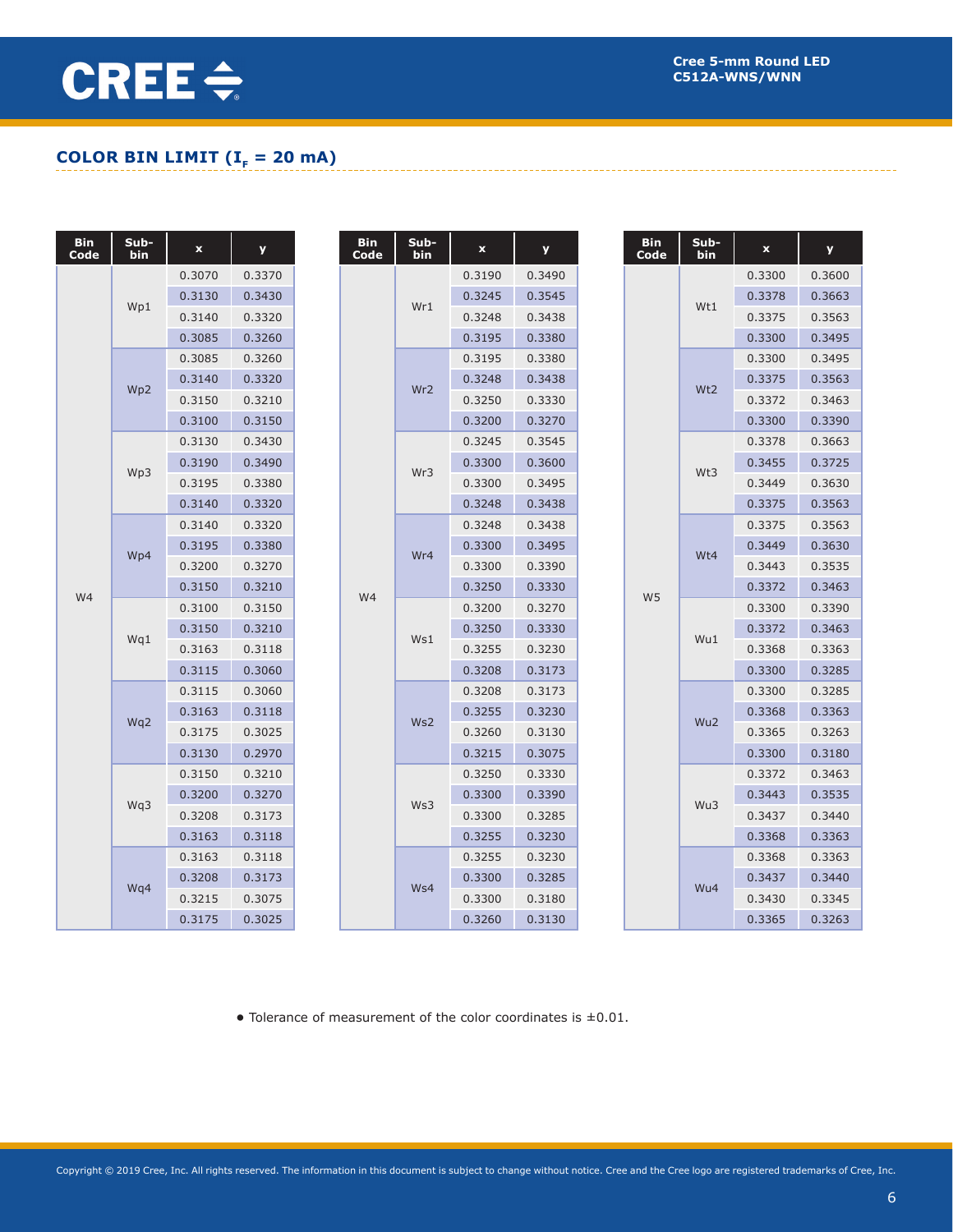## COLOR BIN LIMIT ($I_F$ = 20 mA)

| Bin Code | Sub-bin | x | y |
|---|---|---|---|
| W4 | Wp1 | 0.3070 | 0.3370 |
| | | 0.3130 | 0.3430 |
| | | 0.3140 | 0.3320 |
| | | 0.3085 | 0.3260 |
| | Wp2 | 0.3085 | 0.3260 |
| | | 0.3140 | 0.3320 |
| | | 0.3150 | 0.3210 |
| | | 0.3100 | 0.3150 |
| | Wp3 | 0.3130 | 0.3430 |
| | | 0.3190 | 0.3490 |
| | | 0.3195 | 0.3380 |
| | | 0.3140 | 0.3320 |
| | Wp4 | 0.3140 | 0.3320 |
| | | 0.3195 | 0.3380 |
| | | 0.3200 | 0.3270 |
| | | 0.3150 | 0.3210 |
| | Wq1 | 0.3100 | 0.3150 |
| | | 0.3150 | 0.3210 |
| | | 0.3163 | 0.3118 |
| | | 0.3115 | 0.3060 |
| | Wq2 | 0.3115 | 0.3060 |
| | | 0.3163 | 0.3118 |
| | | 0.3175 | 0.3025 |
| | | 0.3130 | 0.2970 |
| | Wq3 | 0.3150 | 0.3210 |
| | | 0.3200 | 0.3270 |
| | | 0.3208 | 0.3173 |
| | | 0.3163 | 0.3118 |
| | Wq4 | 0.3163 | 0.3118 |
| | | 0.3208 | 0.3173 |
| | | 0.3215 | 0.3075 |
| | | 0.3175 | 0.3025 |

| Bin Code | Sub-bin | x | y |
|---|---|---|---|
| W4 | Wr1 | 0.3190 | 0.3490 |
| | | 0.3245 | 0.3545 |
| | | 0.3248 | 0.3438 |
| | | 0.3195 | 0.3380 |
| | Wr2 | 0.3195 | 0.3380 |
| | | 0.3248 | 0.3438 |
| | | 0.3250 | 0.3330 |
| | | 0.3200 | 0.3270 |
| | Wr3 | 0.3245 | 0.3545 |
| | | 0.3300 | 0.3600 |
| | | 0.3300 | 0.3495 |
| | | 0.3248 | 0.3438 |
| | Wr4 | 0.3248 | 0.3438 |
| | | 0.3300 | 0.3495 |
| | | 0.3300 | 0.3390 |
| | | 0.3250 | 0.3330 |
| | Ws1 | 0.3200 | 0.3270 |
| | | 0.3250 | 0.3330 |
| | | 0.3255 | 0.3230 |
| | | 0.3208 | 0.3173 |
| | Ws2 | 0.3208 | 0.3173 |
| | | 0.3255 | 0.3230 |
| | | 0.3260 | 0.3130 |
| | | 0.3215 | 0.3075 |
| | Ws3 | 0.3250 | 0.3330 |
| | | 0.3300 | 0.3390 |
| | | 0.3300 | 0.3285 |
| | | 0.3255 | 0.3230 |
| | Ws4 | 0.3255 | 0.3230 |
| | | 0.3300 | 0.3285 |
| | | 0.3300 | 0.3180 |
| | | 0.3260 | 0.3130 |

| Bin Code | Sub-bin | x | y |
|---|---|---|---|
| W5 | Wt1 | 0.3300 | 0.3600 |
| | | 0.3378 | 0.3663 |
| | | 0.3375 | 0.3563 |
| | | 0.3300 | 0.3495 |
| | Wt2 | 0.3300 | 0.3495 |
| | | 0.3375 | 0.3563 |
| | | 0.3372 | 0.3463 |
| | | 0.3300 | 0.3390 |
| | Wt3 | 0.3378 | 0.3663 |
| | | 0.3455 | 0.3725 |
| | | 0.3449 | 0.3630 |
| | | 0.3375 | 0.3563 |
| | Wt4 | 0.3375 | 0.3563 |
| | | 0.3449 | 0.3630 |
| | | 0.3443 | 0.3535 |
| | | 0.3372 | 0.3463 |
| | Wu1 | 0.3300 | 0.3390 |
| | | 0.3372 | 0.3463 |
| | | 0.3368 | 0.3363 |
| | | 0.3300 | 0.3285 |
| | Wu2 | 0.3300 | 0.3285 |
| | | 0.3368 | 0.3363 |
| | | 0.3365 | 0.3263 |
| | | 0.3300 | 0.3180 |
| | Wu3 | 0.3372 | 0.3463 |
| | | 0.3443 | 0.3535 |
| | | 0.3437 | 0.3440 |
| | | 0.3368 | 0.3363 |
| | Wu4 | 0.3368 | 0.3363 |
| | | 0.3437 | 0.3440 |
| | | 0.3430 | 0.3345 |
| | | 0.3365 | 0.3263 |

- Tolerance of measurement of the color coordinates is ±0.01.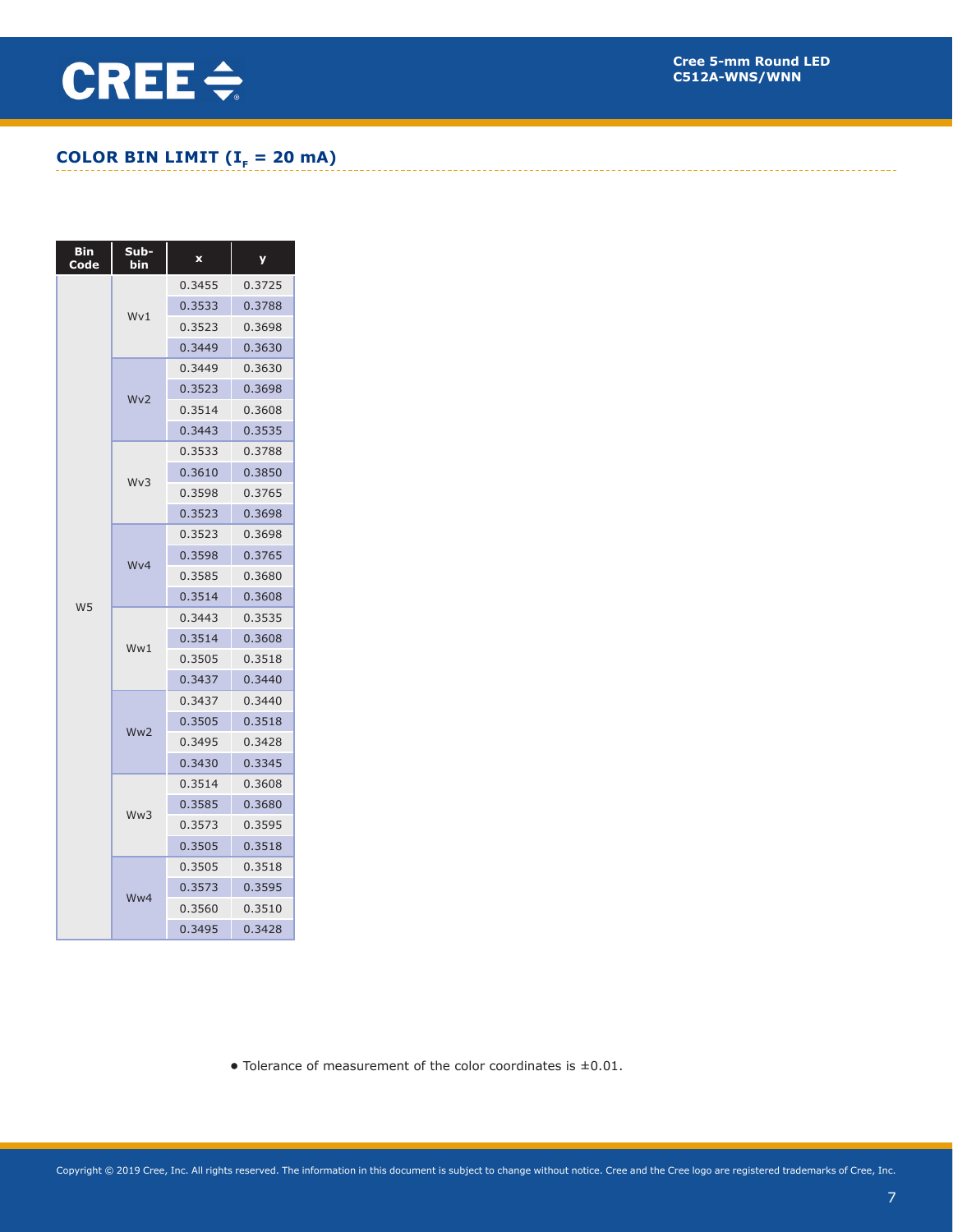## COLOR BIN LIMIT ($I_F$ = 20 mA)

| Bin Code | Sub-bin | x | y |
|---|---|---|---|
| W5 | Wv1 | 0.3455 | 0.3725 |
| | | 0.3533 | 0.3788 |
| | | 0.3523 | 0.3698 |
| | | 0.3449 | 0.3630 |
| | Wv2 | 0.3449 | 0.3630 |
| | | 0.3523 | 0.3698 |
| | | 0.3514 | 0.3608 |
| | | 0.3443 | 0.3535 |
| | Wv3 | 0.3533 | 0.3788 |
| | | 0.3610 | 0.3850 |
| | | 0.3598 | 0.3765 |
| | | 0.3523 | 0.3698 |
| | Wv4 | 0.3523 | 0.3698 |
| | | 0.3598 | 0.3765 |
| | | 0.3585 | 0.3680 |
| | | 0.3514 | 0.3608 |
| | Ww1 | 0.3443 | 0.3535 |
| | | 0.3514 | 0.3608 |
| | | 0.3505 | 0.3518 |
| | | 0.3437 | 0.3440 |
| | Ww2 | 0.3437 | 0.3440 |
| | | 0.3505 | 0.3518 |
| | | 0.3495 | 0.3428 |
| | | 0.3430 | 0.3345 |
| | Ww3 | 0.3514 | 0.3608 |
| | | 0.3585 | 0.3680 |
| | | 0.3573 | 0.3595 |
| | | 0.3505 | 0.3518 |
| | Ww4 | 0.3505 | 0.3518 |
| | | 0.3573 | 0.3595 |
| | | 0.3560 | 0.3510 |
| | | 0.3495 | 0.3428 |

- Tolerance of measurement of the color coordinates is ±0.01.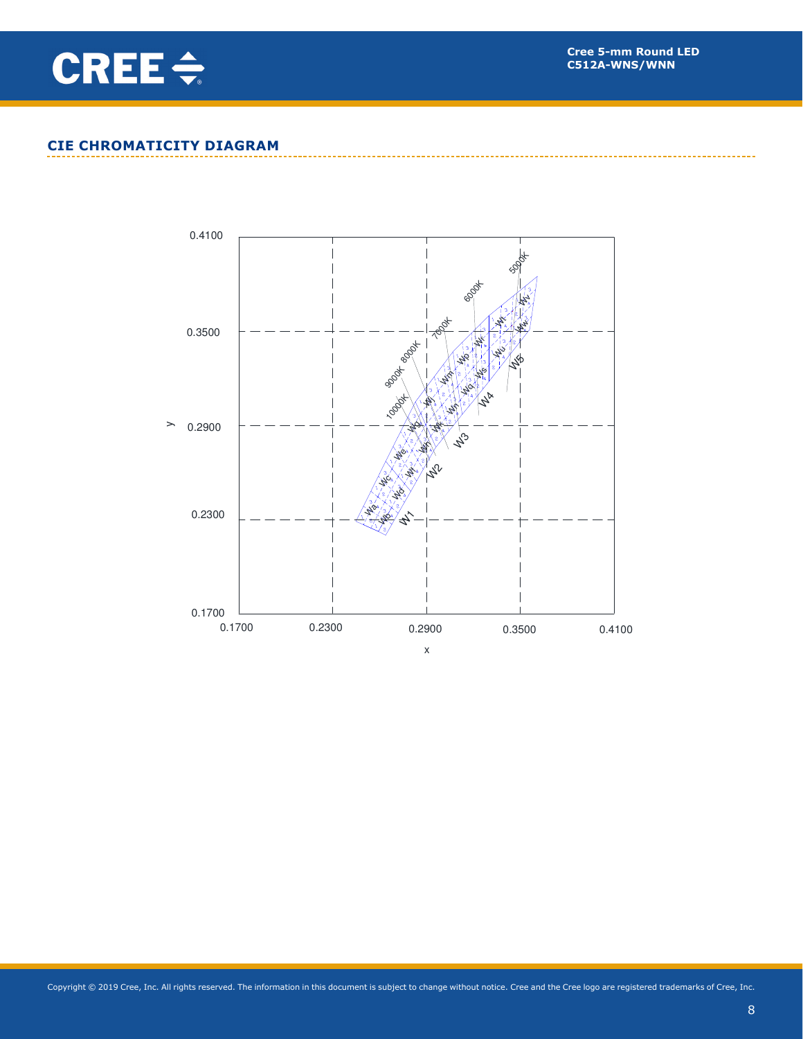## CIE CHROMATICITY DIAGRAM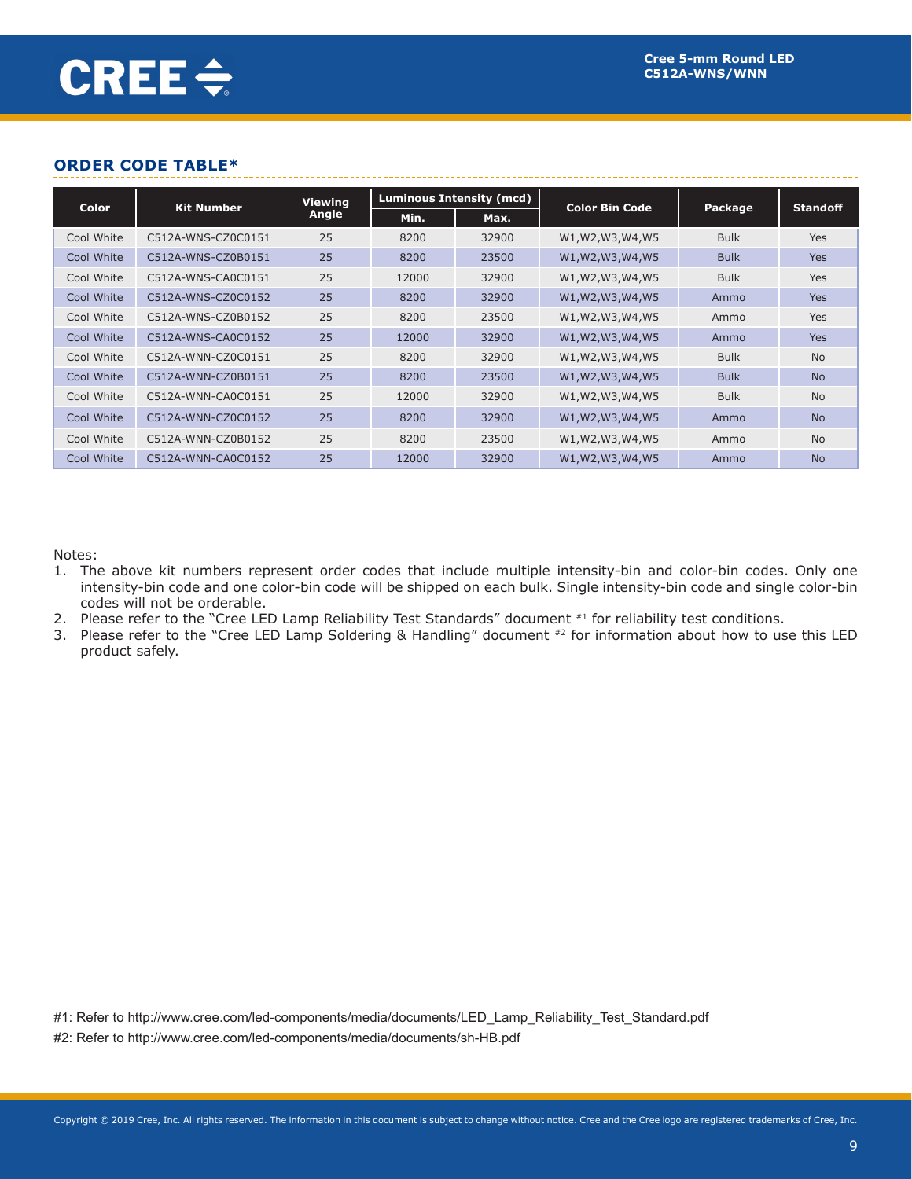## ORDER CODE TABLE*

| Color | Kit Number | Viewing Angle | Luminous Intensity (mcd) | | Color Bin Code | Package | Standoff |
|---|---|---|---|---|---|---|---|
| | | | Min. | Max. | | | |
| Cool White | C512A-WNS-CZ0C0151 | 25 | 8200 | 32900 | W1,W2,W3,W4,W5 | Bulk | Yes |
| Cool White | C512A-WNS-CZ0B0151 | 25 | 8200 | 23500 | W1,W2,W3,W4,W5 | Bulk | Yes |
| Cool White | C512A-WNS-CA0C0151 | 25 | 12000 | 32900 | W1,W2,W3,W4,W5 | Bulk | Yes |
| Cool White | C512A-WNS-CZ0C0152 | 25 | 8200 | 32900 | W1,W2,W3,W4,W5 | Ammo | Yes |
| Cool White | C512A-WNS-CZ0B0152 | 25 | 8200 | 23500 | W1,W2,W3,W4,W5 | Ammo | Yes |
| Cool White | C512A-WNS-CA0C0152 | 25 | 12000 | 32900 | W1,W2,W3,W4,W5 | Ammo | Yes |
| Cool White | C512A-WNN-CZ0C0151 | 25 | 8200 | 32900 | W1,W2,W3,W4,W5 | Bulk | No |
| Cool White | C512A-WNN-CZ0B0151 | 25 | 8200 | 23500 | W1,W2,W3,W4,W5 | Bulk | No |
| Cool White | C512A-WNN-CA0C0151 | 25 | 12000 | 32900 | W1,W2,W3,W4,W5 | Bulk | No |
| Cool White | C512A-WNN-CZ0C0152 | 25 | 8200 | 32900 | W1,W2,W3,W4,W5 | Ammo | No |
| Cool White | C512A-WNN-CZ0B0152 | 25 | 8200 | 23500 | W1,W2,W3,W4,W5 | Ammo | No |
| Cool White | C512A-WNN-CA0C0152 | 25 | 12000 | 32900 | W1,W2,W3,W4,W5 | Ammo | No |

Notes:

1. The above kit numbers represent order codes that include multiple intensity-bin and color-bin codes. Only one intensity-bin code and one color-bin code will be shipped on each bulk. Single intensity-bin code and single color-bin codes will not be orderable.
2. Please refer to the "Cree LED Lamp Reliability Test Standards" document [#1] for reliability test conditions.
3. Please refer to the "Cree LED Lamp Soldering & Handling" document [#2] for information about how to use this LED product safely.

#1: Refer to http://www.cree.com/led-components/media/documents/LED_Lamp_Reliability_Test_Standard.pdf

#2: Refer to http://www.cree.com/led-components/media/documents/sh-HB.pdf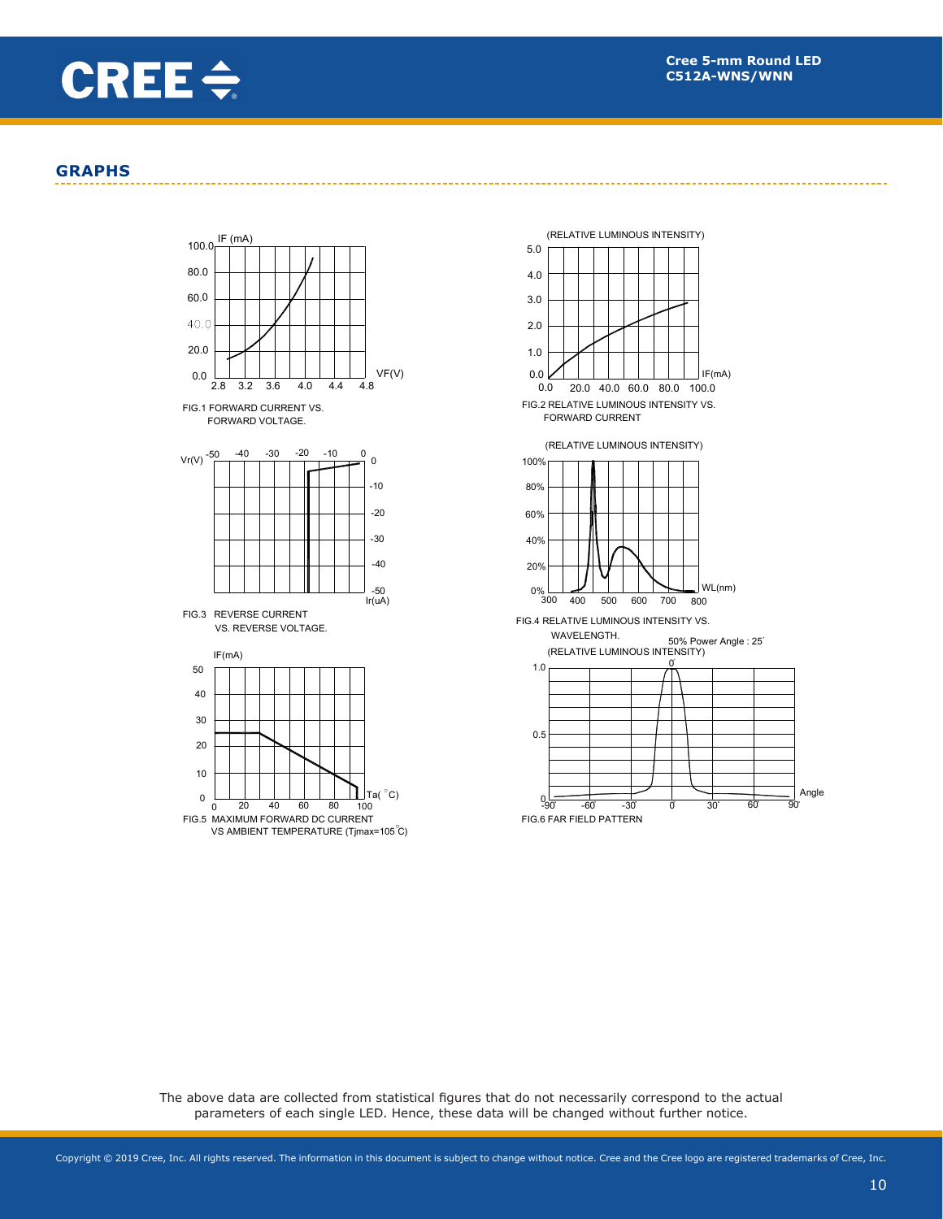## GRAPHS

FIG.1 FORWARD CURRENT VS. FORWARD VOLTAGE.

FIG.2 RELATIVE LUMINOUS INTENSITY VS. FORWARD CURRENT

FIG.3 REVERSE CURRENT VS. REVERSE VOLTAGE.

FIG.4 RELATIVE LUMINOUS INTENSITY VS. WAVELENGTH.

FIG.5 MAXIMUM FORWARD DC CURRENT VS AMBIENT TEMPERATURE (Tjmax=105°C)

50% Power Angle : 25°

FIG.6 FAR FIELD PATTERN

The above data are collected from statistical figures that do not necessarily correspond to the actual parameters of each single LED. Hence, these data will be changed without further notice.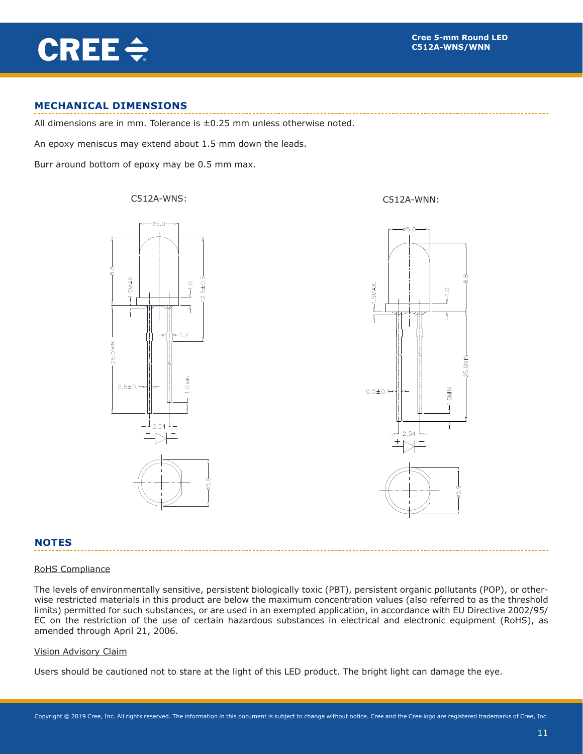## MECHANICAL DIMENSIONS

All dimensions are in mm. Tolerance is ±0.25 mm unless otherwise noted.

An epoxy meniscus may extend about 1.5 mm down the leads.

Burr around bottom of epoxy may be 0.5 mm max.

C512A-WNS:

C512A-WNN:

## NOTES

RoHS Compliance

The levels of environmentally sensitive, persistent biologically toxic (PBT), persistent organic pollutants (POP), or otherwise restricted materials in this product are below the maximum concentration values (also referred to as the threshold limits) permitted for such substances, or are used in an exempted application, in accordance with EU Directive 2002/95/EC on the restriction of the use of certain hazardous substances in electrical and electronic equipment (RoHS), as amended through April 21, 2006.

Vision Advisory Claim

Users should be cautioned not to stare at the light of this LED product. The bright light can damage the eye.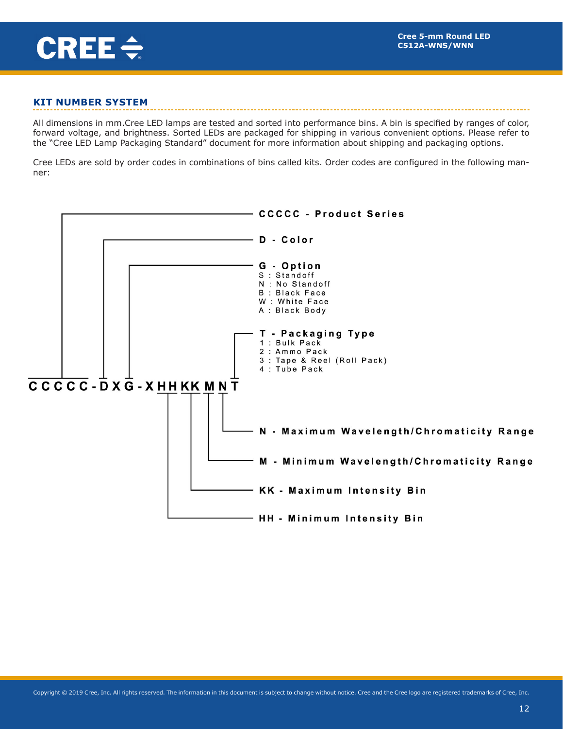## KIT NUMBER SYSTEM

All dimensions in mm.Cree LED lamps are tested and sorted into performance bins. A bin is specified by ranges of color, forward voltage, and brightness. Sorted LEDs are packaged for shipping in various convenient options. Please refer to the "Cree LED Lamp Packaging Standard" document for more information about shipping and packaging options.

Cree LEDs are sold by order codes in combinations of bins called kits. Order codes are configured in the following manner:

**CCCCC-DXG-XHHKKMNT**

- **CCCCC - Product Series**
- **D - Color**
- **G - Option**
  - S : Standoff
  - N : No Standoff
  - B : Black Face
  - W : White Face
  - A : Black Body
- **T - Packaging Type**
  - 1 : Bulk Pack
  - 2 : Ammo Pack
  - 3 : Tape & Reel (Roll Pack)
  - 4 : Tube Pack
- **N - Maximum Wavelength/Chromaticity Range**
- **M - Minimum Wavelength/Chromaticity Range**
- **KK - Maximum Intensity Bin**
- **HH - Minimum Intensity Bin**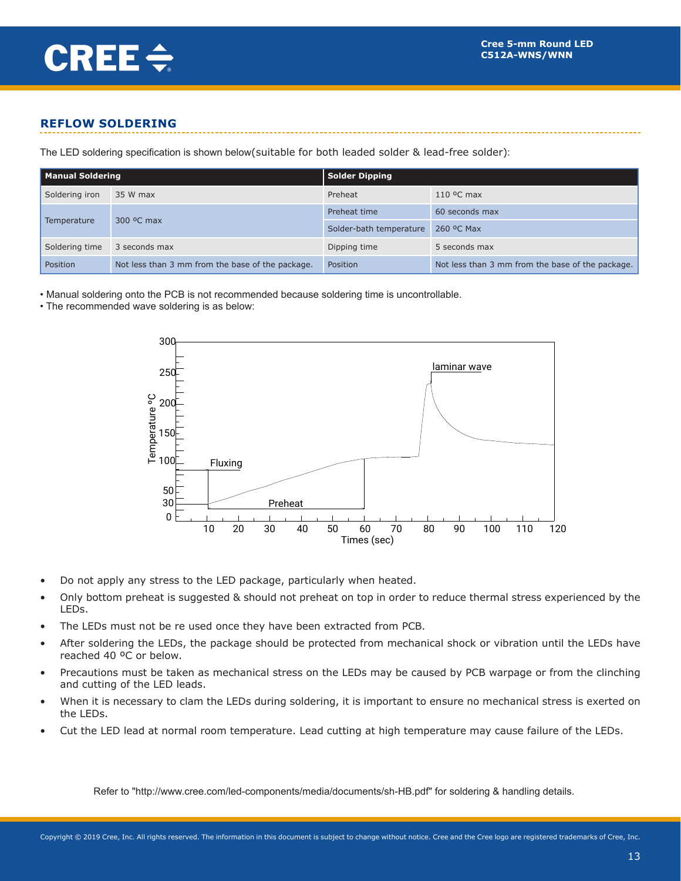## REFLOW SOLDERING

The LED soldering specification is shown below(suitable for both leaded solder & lead-free solder):

| Manual Soldering | | Solder Dipping | |
|---|---|---|---|
| Soldering iron | 35 W max | Preheat | 110 ºC max |
| Temperature | 300 ºC max | Preheat time | 60 seconds max |
| | | Solder-bath temperature | 260 ºC Max |
| Soldering time | 3 seconds max | Dipping time | 5 seconds max |
| Position | Not less than 3 mm from the base of the package. | Position | Not less than 3 mm from the base of the package. |

- Manual soldering onto the PCB is not recommended because soldering time is uncontrollable.
- The recommended wave soldering is as below:

- Do not apply any stress to the LED package, particularly when heated.
- Only bottom preheat is suggested & should not preheat on top in order to reduce thermal stress experienced by the LEDs.
- The LEDs must not be re used once they have been extracted from PCB.
- After soldering the LEDs, the package should be protected from mechanical shock or vibration until the LEDs have reached 40 ºC or below.
- Precautions must be taken as mechanical stress on the LEDs may be caused by PCB warpage or from the clinching and cutting of the LED leads.
- When it is necessary to clam the LEDs during soldering, it is important to ensure no mechanical stress is exerted on the LEDs.
- Cut the LED lead at normal room temperature. Lead cutting at high temperature may cause failure of the LEDs.

Refer to "http://www.cree.com/led-components/media/documents/sh-HB.pdf" for soldering & handling details.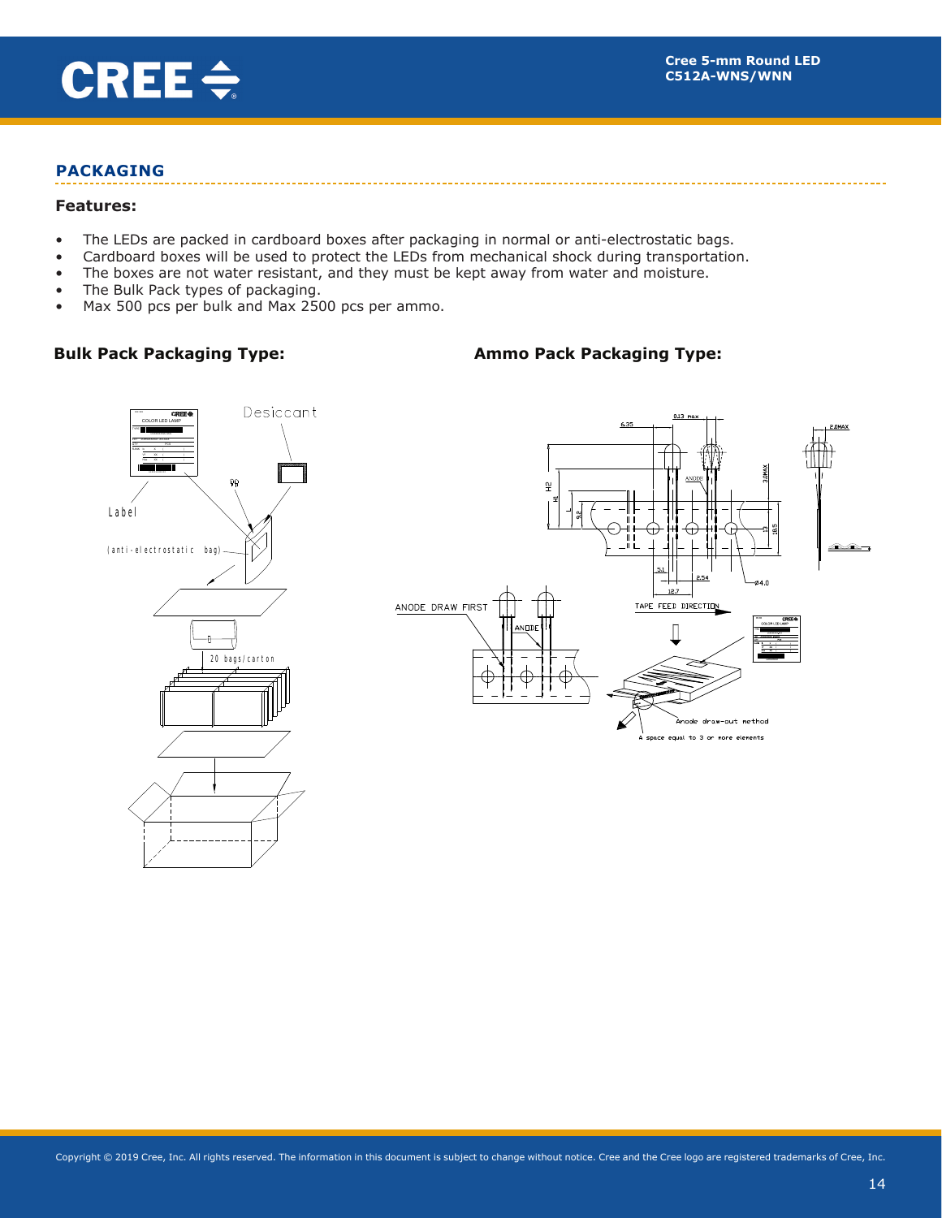## PACKAGING

### Features:

- The LEDs are packed in cardboard boxes after packaging in normal or anti-electrostatic bags.
- Cardboard boxes will be used to protect the LEDs from mechanical shock during transportation.
- The boxes are not water resistant, and they must be kept away from water and moisture.
- The Bulk Pack types of packaging.
- Max 500 pcs per bulk and Max 2500 pcs per ammo.

### Bulk Pack Packaging Type:

Desiccant

Label

(anti-electrostatic bag)

20 bags/carton

### Ammo Pack Packaging Type:

6.35

0.13 max

2.0MAX

H2

H1

L

9.2

ANODE

3.0MAX

15

16.5

5.1

2.54

12.7

ø4.0

ANODE DRAW FIRST

ANODE

TAPE FEED DIRECTION

Anode draw-out method

A space equal to 3 or more elements